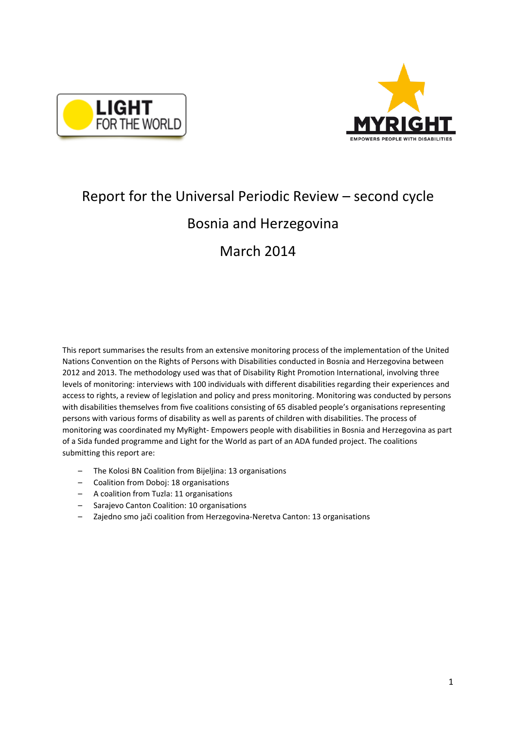LIGHT FOR THE WORLD

MYRIGHT EMPOWERS PEOPLE WITH DISABILITIES

# Report for the Universal Periodic Review – second cycle

## Bosnia and Herzegovina

## March 2014

This report summarises the results from an extensive monitoring process of the implementation of the United Nations Convention on the Rights of Persons with Disabilities conducted in Bosnia and Herzegovina between 2012 and 2013. The methodology used was that of Disability Right Promotion International, involving three levels of monitoring: interviews with 100 individuals with different disabilities regarding their experiences and access to rights, a review of legislation and policy and press monitoring. Monitoring was conducted by persons with disabilities themselves from five coalitions consisting of 65 disabled people's organisations representing persons with various forms of disability as well as parents of children with disabilities. The process of monitoring was coordinated my MyRight- Empowers people with disabilities in Bosnia and Herzegovina as part of a Sida funded programme and Light for the World as part of an ADA funded project. The coalitions submitting this report are:

- The Kolosi BN Coalition from Bijeljina: 13 organisations
- Coalition from Doboj: 18 organisations
- A coalition from Tuzla: 11 organisations
- Sarajevo Canton Coalition: 10 organisations
- Zajedno smo jači coalition from Herzegovina-Neretva Canton: 13 organisations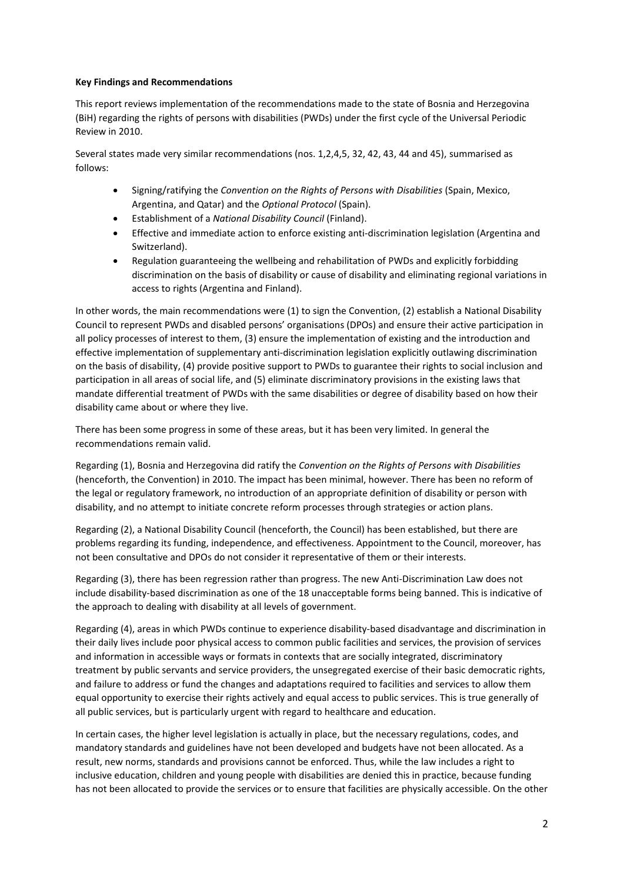**Key Findings and Recommendations**

This report reviews implementation of the recommendations made to the state of Bosnia and Herzegovina (BiH) regarding the rights of persons with disabilities (PWDs) under the first cycle of the Universal Periodic Review in 2010.

Several states made very similar recommendations (nos. 1,2,4,5, 32, 42, 43, 44 and 45), summarised as follows:

- Signing/ratifying the *Convention on the Rights of Persons with Disabilities* (Spain, Mexico, Argentina, and Qatar) and the *Optional Protocol* (Spain).
- Establishment of a *National Disability Council* (Finland).
- Effective and immediate action to enforce existing anti-discrimination legislation (Argentina and Switzerland).
- Regulation guaranteeing the wellbeing and rehabilitation of PWDs and explicitly forbidding discrimination on the basis of disability or cause of disability and eliminating regional variations in access to rights (Argentina and Finland).

In other words, the main recommendations were (1) to sign the Convention, (2) establish a National Disability Council to represent PWDs and disabled persons' organisations (DPOs) and ensure their active participation in all policy processes of interest to them, (3) ensure the implementation of existing and the introduction and effective implementation of supplementary anti-discrimination legislation explicitly outlawing discrimination on the basis of disability, (4) provide positive support to PWDs to guarantee their rights to social inclusion and participation in all areas of social life, and (5) eliminate discriminatory provisions in the existing laws that mandate differential treatment of PWDs with the same disabilities or degree of disability based on how their disability came about or where they live.

There has been some progress in some of these areas, but it has been very limited. In general the recommendations remain valid.

Regarding (1), Bosnia and Herzegovina did ratify the *Convention on the Rights of Persons with Disabilities* (henceforth, the Convention) in 2010. The impact has been minimal, however. There has been no reform of the legal or regulatory framework, no introduction of an appropriate definition of disability or person with disability, and no attempt to initiate concrete reform processes through strategies or action plans.

Regarding (2), a National Disability Council (henceforth, the Council) has been established, but there are problems regarding its funding, independence, and effectiveness. Appointment to the Council, moreover, has not been consultative and DPOs do not consider it representative of them or their interests.

Regarding (3), there has been regression rather than progress. The new Anti-Discrimination Law does not include disability-based discrimination as one of the 18 unacceptable forms being banned. This is indicative of the approach to dealing with disability at all levels of government.

Regarding (4), areas in which PWDs continue to experience disability-based disadvantage and discrimination in their daily lives include poor physical access to common public facilities and services, the provision of services and information in accessible ways or formats in contexts that are socially integrated, discriminatory treatment by public servants and service providers, the unsegregated exercise of their basic democratic rights, and failure to address or fund the changes and adaptations required to facilities and services to allow them equal opportunity to exercise their rights actively and equal access to public services. This is true generally of all public services, but is particularly urgent with regard to healthcare and education.

In certain cases, the higher level legislation is actually in place, but the necessary regulations, codes, and mandatory standards and guidelines have not been developed and budgets have not been allocated. As a result, new norms, standards and provisions cannot be enforced. Thus, while the law includes a right to inclusive education, children and young people with disabilities are denied this in practice, because funding has not been allocated to provide the services or to ensure that facilities are physically accessible. On the other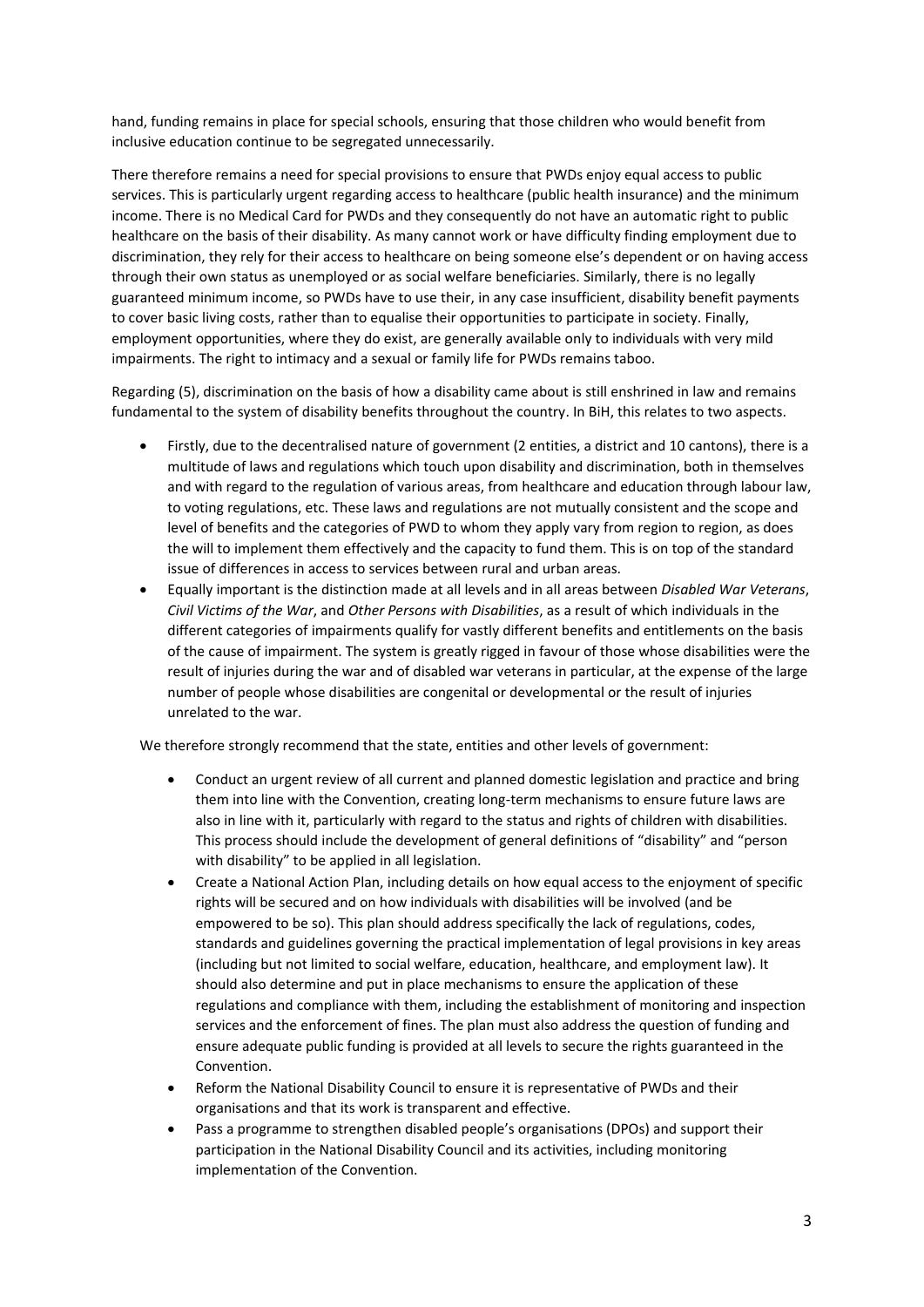hand, funding remains in place for special schools, ensuring that those children who would benefit from inclusive education continue to be segregated unnecessarily.

There therefore remains a need for special provisions to ensure that PWDs enjoy equal access to public services. This is particularly urgent regarding access to healthcare (public health insurance) and the minimum income. There is no Medical Card for PWDs and they consequently do not have an automatic right to public healthcare on the basis of their disability. As many cannot work or have difficulty finding employment due to discrimination, they rely for their access to healthcare on being someone else's dependent or on having access through their own status as unemployed or as social welfare beneficiaries. Similarly, there is no legally guaranteed minimum income, so PWDs have to use their, in any case insufficient, disability benefit payments to cover basic living costs, rather than to equalise their opportunities to participate in society. Finally, employment opportunities, where they do exist, are generally available only to individuals with very mild impairments. The right to intimacy and a sexual or family life for PWDs remains taboo.

Regarding (5), discrimination on the basis of how a disability came about is still enshrined in law and remains fundamental to the system of disability benefits throughout the country. In BiH, this relates to two aspects.

- Firstly, due to the decentralised nature of government (2 entities, a district and 10 cantons), there is a multitude of laws and regulations which touch upon disability and discrimination, both in themselves and with regard to the regulation of various areas, from healthcare and education through labour law, to voting regulations, etc. These laws and regulations are not mutually consistent and the scope and level of benefits and the categories of PWD to whom they apply vary from region to region, as does the will to implement them effectively and the capacity to fund them. This is on top of the standard issue of differences in access to services between rural and urban areas.
- Equally important is the distinction made at all levels and in all areas between *Disabled War Veterans*, *Civil Victims of the War*, and *Other Persons with Disabilities*, as a result of which individuals in the different categories of impairments qualify for vastly different benefits and entitlements on the basis of the cause of impairment. The system is greatly rigged in favour of those whose disabilities were the result of injuries during the war and of disabled war veterans in particular, at the expense of the large number of people whose disabilities are congenital or developmental or the result of injuries unrelated to the war.

We therefore strongly recommend that the state, entities and other levels of government:

- Conduct an urgent review of all current and planned domestic legislation and practice and bring them into line with the Convention, creating long-term mechanisms to ensure future laws are also in line with it, particularly with regard to the status and rights of children with disabilities. This process should include the development of general definitions of "disability" and "person with disability" to be applied in all legislation.
- Create a National Action Plan, including details on how equal access to the enjoyment of specific rights will be secured and on how individuals with disabilities will be involved (and be empowered to be so). This plan should address specifically the lack of regulations, codes, standards and guidelines governing the practical implementation of legal provisions in key areas (including but not limited to social welfare, education, healthcare, and employment law). It should also determine and put in place mechanisms to ensure the application of these regulations and compliance with them, including the establishment of monitoring and inspection services and the enforcement of fines. The plan must also address the question of funding and ensure adequate public funding is provided at all levels to secure the rights guaranteed in the Convention.
- Reform the National Disability Council to ensure it is representative of PWDs and their organisations and that its work is transparent and effective.
- Pass a programme to strengthen disabled people's organisations (DPOs) and support their participation in the National Disability Council and its activities, including monitoring implementation of the Convention.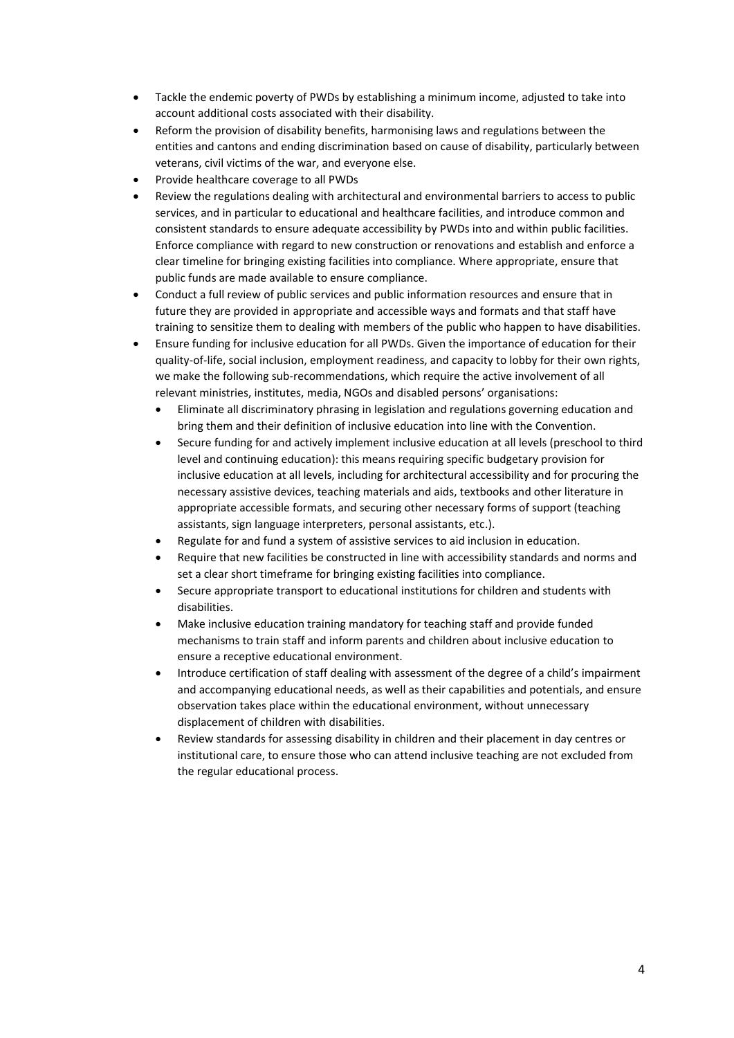- Tackle the endemic poverty of PWDs by establishing a minimum income, adjusted to take into account additional costs associated with their disability.
- Reform the provision of disability benefits, harmonising laws and regulations between the entities and cantons and ending discrimination based on cause of disability, particularly between veterans, civil victims of the war, and everyone else.
- Provide healthcare coverage to all PWDs
- Review the regulations dealing with architectural and environmental barriers to access to public services, and in particular to educational and healthcare facilities, and introduce common and consistent standards to ensure adequate accessibility by PWDs into and within public facilities. Enforce compliance with regard to new construction or renovations and establish and enforce a clear timeline for bringing existing facilities into compliance. Where appropriate, ensure that public funds are made available to ensure compliance.
- Conduct a full review of public services and public information resources and ensure that in future they are provided in appropriate and accessible ways and formats and that staff have training to sensitize them to dealing with members of the public who happen to have disabilities.
- Ensure funding for inclusive education for all PWDs. Given the importance of education for their quality-of-life, social inclusion, employment readiness, and capacity to lobby for their own rights, we make the following sub-recommendations, which require the active involvement of all relevant ministries, institutes, media, NGOs and disabled persons' organisations:
  - Eliminate all discriminatory phrasing in legislation and regulations governing education and bring them and their definition of inclusive education into line with the Convention.
  - Secure funding for and actively implement inclusive education at all levels (preschool to third level and continuing education): this means requiring specific budgetary provision for inclusive education at all levels, including for architectural accessibility and for procuring the necessary assistive devices, teaching materials and aids, textbooks and other literature in appropriate accessible formats, and securing other necessary forms of support (teaching assistants, sign language interpreters, personal assistants, etc.).
  - Regulate for and fund a system of assistive services to aid inclusion in education.
  - Require that new facilities be constructed in line with accessibility standards and norms and set a clear short timeframe for bringing existing facilities into compliance.
  - Secure appropriate transport to educational institutions for children and students with disabilities.
  - Make inclusive education training mandatory for teaching staff and provide funded mechanisms to train staff and inform parents and children about inclusive education to ensure a receptive educational environment.
  - Introduce certification of staff dealing with assessment of the degree of a child's impairment and accompanying educational needs, as well as their capabilities and potentials, and ensure observation takes place within the educational environment, without unnecessary displacement of children with disabilities.
  - Review standards for assessing disability in children and their placement in day centres or institutional care, to ensure those who can attend inclusive teaching are not excluded from the regular educational process.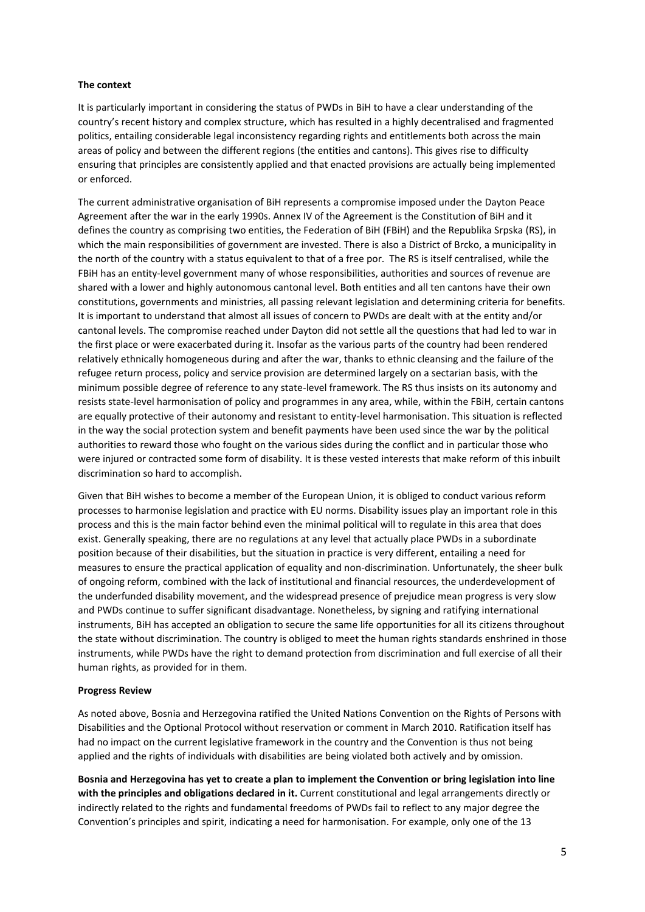**The context**

It is particularly important in considering the status of PWDs in BiH to have a clear understanding of the country's recent history and complex structure, which has resulted in a highly decentralised and fragmented politics, entailing considerable legal inconsistency regarding rights and entitlements both across the main areas of policy and between the different regions (the entities and cantons). This gives rise to difficulty ensuring that principles are consistently applied and that enacted provisions are actually being implemented or enforced.

The current administrative organisation of BiH represents a compromise imposed under the Dayton Peace Agreement after the war in the early 1990s. Annex IV of the Agreement is the Constitution of BiH and it defines the country as comprising two entities, the Federation of BiH (FBiH) and the Republika Srpska (RS), in which the main responsibilities of government are invested. There is also a District of Brcko, a municipality in the north of the country with a status equivalent to that of a free por. The RS is itself centralised, while the FBiH has an entity-level government many of whose responsibilities, authorities and sources of revenue are shared with a lower and highly autonomous cantonal level. Both entities and all ten cantons have their own constitutions, governments and ministries, all passing relevant legislation and determining criteria for benefits. It is important to understand that almost all issues of concern to PWDs are dealt with at the entity and/or cantonal levels. The compromise reached under Dayton did not settle all the questions that had led to war in the first place or were exacerbated during it. Insofar as the various parts of the country had been rendered relatively ethnically homogeneous during and after the war, thanks to ethnic cleansing and the failure of the refugee return process, policy and service provision are determined largely on a sectarian basis, with the minimum possible degree of reference to any state-level framework. The RS thus insists on its autonomy and resists state-level harmonisation of policy and programmes in any area, while, within the FBiH, certain cantons are equally protective of their autonomy and resistant to entity-level harmonisation. This situation is reflected in the way the social protection system and benefit payments have been used since the war by the political authorities to reward those who fought on the various sides during the conflict and in particular those who were injured or contracted some form of disability. It is these vested interests that make reform of this inbuilt discrimination so hard to accomplish.

Given that BiH wishes to become a member of the European Union, it is obliged to conduct various reform processes to harmonise legislation and practice with EU norms. Disability issues play an important role in this process and this is the main factor behind even the minimal political will to regulate in this area that does exist. Generally speaking, there are no regulations at any level that actually place PWDs in a subordinate position because of their disabilities, but the situation in practice is very different, entailing a need for measures to ensure the practical application of equality and non-discrimination. Unfortunately, the sheer bulk of ongoing reform, combined with the lack of institutional and financial resources, the underdevelopment of the underfunded disability movement, and the widespread presence of prejudice mean progress is very slow and PWDs continue to suffer significant disadvantage. Nonetheless, by signing and ratifying international instruments, BiH has accepted an obligation to secure the same life opportunities for all its citizens throughout the state without discrimination. The country is obliged to meet the human rights standards enshrined in those instruments, while PWDs have the right to demand protection from discrimination and full exercise of all their human rights, as provided for in them.

**Progress Review**

As noted above, Bosnia and Herzegovina ratified the United Nations Convention on the Rights of Persons with Disabilities and the Optional Protocol without reservation or comment in March 2010. Ratification itself has had no impact on the current legislative framework in the country and the Convention is thus not being applied and the rights of individuals with disabilities are being violated both actively and by omission.

**Bosnia and Herzegovina has yet to create a plan to implement the Convention or bring legislation into line with the principles and obligations declared in it.** Current constitutional and legal arrangements directly or indirectly related to the rights and fundamental freedoms of PWDs fail to reflect to any major degree the Convention's principles and spirit, indicating a need for harmonisation. For example, only one of the 13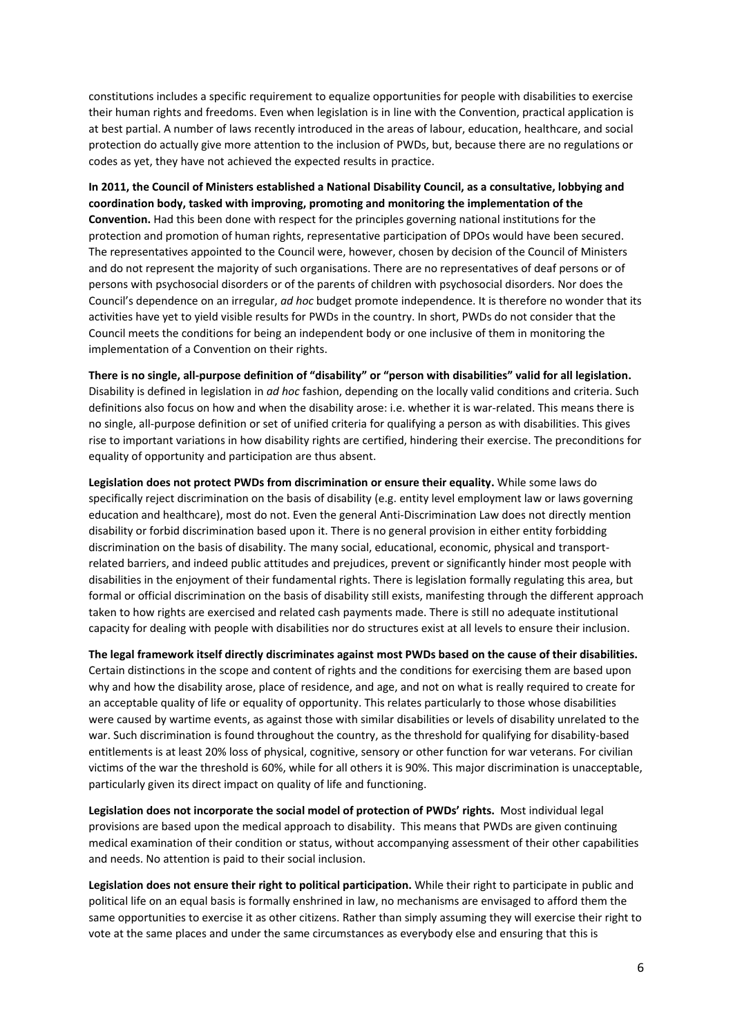constitutions includes a specific requirement to equalize opportunities for people with disabilities to exercise their human rights and freedoms. Even when legislation is in line with the Convention, practical application is at best partial. A number of laws recently introduced in the areas of labour, education, healthcare, and social protection do actually give more attention to the inclusion of PWDs, but, because there are no regulations or codes as yet, they have not achieved the expected results in practice.

**In 2011, the Council of Ministers established a National Disability Council, as a consultative, lobbying and coordination body, tasked with improving, promoting and monitoring the implementation of the Convention.** Had this been done with respect for the principles governing national institutions for the protection and promotion of human rights, representative participation of DPOs would have been secured. The representatives appointed to the Council were, however, chosen by decision of the Council of Ministers and do not represent the majority of such organisations. There are no representatives of deaf persons or of persons with psychosocial disorders or of the parents of children with psychosocial disorders. Nor does the Council's dependence on an irregular, *ad hoc* budget promote independence. It is therefore no wonder that its activities have yet to yield visible results for PWDs in the country. In short, PWDs do not consider that the Council meets the conditions for being an independent body or one inclusive of them in monitoring the implementation of a Convention on their rights.

**There is no single, all-purpose definition of "disability" or "person with disabilities" valid for all legislation.** Disability is defined in legislation in *ad hoc* fashion, depending on the locally valid conditions and criteria. Such definitions also focus on how and when the disability arose: i.e. whether it is war-related. This means there is no single, all-purpose definition or set of unified criteria for qualifying a person as with disabilities. This gives rise to important variations in how disability rights are certified, hindering their exercise. The preconditions for equality of opportunity and participation are thus absent.

**Legislation does not protect PWDs from discrimination or ensure their equality.** While some laws do specifically reject discrimination on the basis of disability (e.g. entity level employment law or laws governing education and healthcare), most do not. Even the general Anti-Discrimination Law does not directly mention disability or forbid discrimination based upon it. There is no general provision in either entity forbidding discrimination on the basis of disability. The many social, educational, economic, physical and transport-related barriers, and indeed public attitudes and prejudices, prevent or significantly hinder most people with disabilities in the enjoyment of their fundamental rights. There is legislation formally regulating this area, but formal or official discrimination on the basis of disability still exists, manifesting through the different approach taken to how rights are exercised and related cash payments made. There is still no adequate institutional capacity for dealing with people with disabilities nor do structures exist at all levels to ensure their inclusion.

**The legal framework itself directly discriminates against most PWDs based on the cause of their disabilities.** Certain distinctions in the scope and content of rights and the conditions for exercising them are based upon why and how the disability arose, place of residence, and age, and not on what is really required to create for an acceptable quality of life or equality of opportunity. This relates particularly to those whose disabilities were caused by wartime events, as against those with similar disabilities or levels of disability unrelated to the war. Such discrimination is found throughout the country, as the threshold for qualifying for disability-based entitlements is at least 20% loss of physical, cognitive, sensory or other function for war veterans. For civilian victims of the war the threshold is 60%, while for all others it is 90%. This major discrimination is unacceptable, particularly given its direct impact on quality of life and functioning.

**Legislation does not incorporate the social model of protection of PWDs' rights.** Most individual legal provisions are based upon the medical approach to disability. This means that PWDs are given continuing medical examination of their condition or status, without accompanying assessment of their other capabilities and needs. No attention is paid to their social inclusion.

**Legislation does not ensure their right to political participation.** While their right to participate in public and political life on an equal basis is formally enshrined in law, no mechanisms are envisaged to afford them the same opportunities to exercise it as other citizens. Rather than simply assuming they will exercise their right to vote at the same places and under the same circumstances as everybody else and ensuring that this is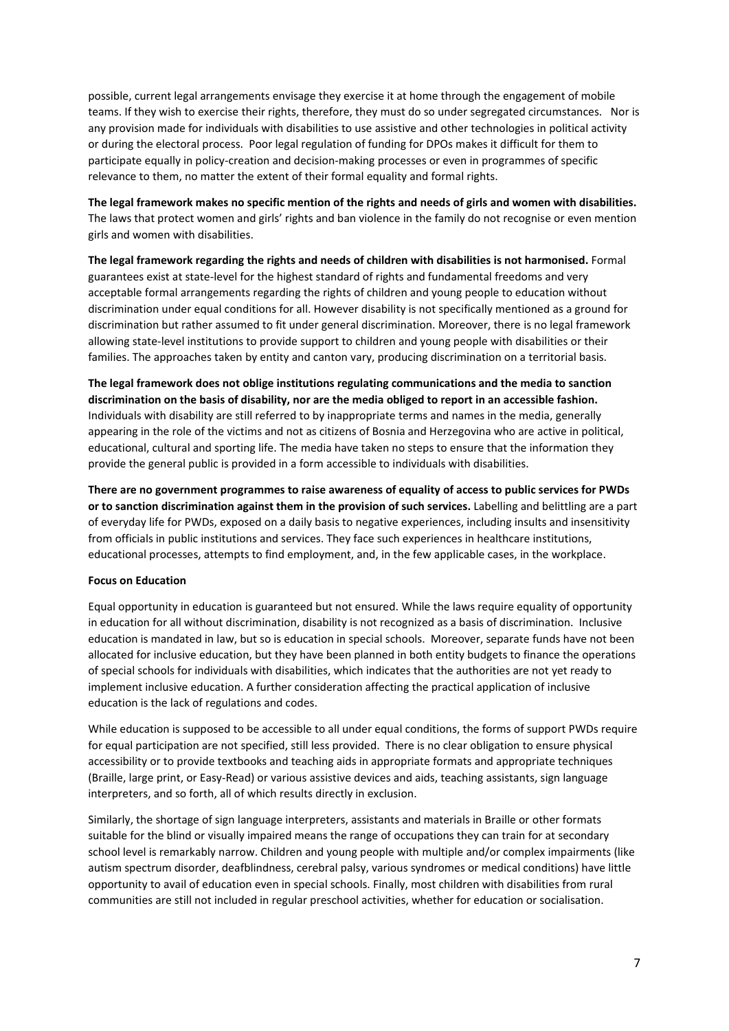possible, current legal arrangements envisage they exercise it at home through the engagement of mobile teams. If they wish to exercise their rights, therefore, they must do so under segregated circumstances. Nor is any provision made for individuals with disabilities to use assistive and other technologies in political activity or during the electoral process. Poor legal regulation of funding for DPOs makes it difficult for them to participate equally in policy-creation and decision-making processes or even in programmes of specific relevance to them, no matter the extent of their formal equality and formal rights.

**The legal framework makes no specific mention of the rights and needs of girls and women with disabilities.** The laws that protect women and girls' rights and ban violence in the family do not recognise or even mention girls and women with disabilities.

**The legal framework regarding the rights and needs of children with disabilities is not harmonised.** Formal guarantees exist at state-level for the highest standard of rights and fundamental freedoms and very acceptable formal arrangements regarding the rights of children and young people to education without discrimination under equal conditions for all. However disability is not specifically mentioned as a ground for discrimination but rather assumed to fit under general discrimination. Moreover, there is no legal framework allowing state-level institutions to provide support to children and young people with disabilities or their families. The approaches taken by entity and canton vary, producing discrimination on a territorial basis.

**The legal framework does not oblige institutions regulating communications and the media to sanction discrimination on the basis of disability, nor are the media obliged to report in an accessible fashion.** Individuals with disability are still referred to by inappropriate terms and names in the media, generally appearing in the role of the victims and not as citizens of Bosnia and Herzegovina who are active in political, educational, cultural and sporting life. The media have taken no steps to ensure that the information they provide the general public is provided in a form accessible to individuals with disabilities.

**There are no government programmes to raise awareness of equality of access to public services for PWDs or to sanction discrimination against them in the provision of such services.** Labelling and belittling are a part of everyday life for PWDs, exposed on a daily basis to negative experiences, including insults and insensitivity from officials in public institutions and services. They face such experiences in healthcare institutions, educational processes, attempts to find employment, and, in the few applicable cases, in the workplace.

**Focus on Education**

Equal opportunity in education is guaranteed but not ensured. While the laws require equality of opportunity in education for all without discrimination, disability is not recognized as a basis of discrimination. Inclusive education is mandated in law, but so is education in special schools. Moreover, separate funds have not been allocated for inclusive education, but they have been planned in both entity budgets to finance the operations of special schools for individuals with disabilities, which indicates that the authorities are not yet ready to implement inclusive education. A further consideration affecting the practical application of inclusive education is the lack of regulations and codes.

While education is supposed to be accessible to all under equal conditions, the forms of support PWDs require for equal participation are not specified, still less provided. There is no clear obligation to ensure physical accessibility or to provide textbooks and teaching aids in appropriate formats and appropriate techniques (Braille, large print, or Easy-Read) or various assistive devices and aids, teaching assistants, sign language interpreters, and so forth, all of which results directly in exclusion.

Similarly, the shortage of sign language interpreters, assistants and materials in Braille or other formats suitable for the blind or visually impaired means the range of occupations they can train for at secondary school level is remarkably narrow. Children and young people with multiple and/or complex impairments (like autism spectrum disorder, deafblindness, cerebral palsy, various syndromes or medical conditions) have little opportunity to avail of education even in special schools. Finally, most children with disabilities from rural communities are still not included in regular preschool activities, whether for education or socialisation.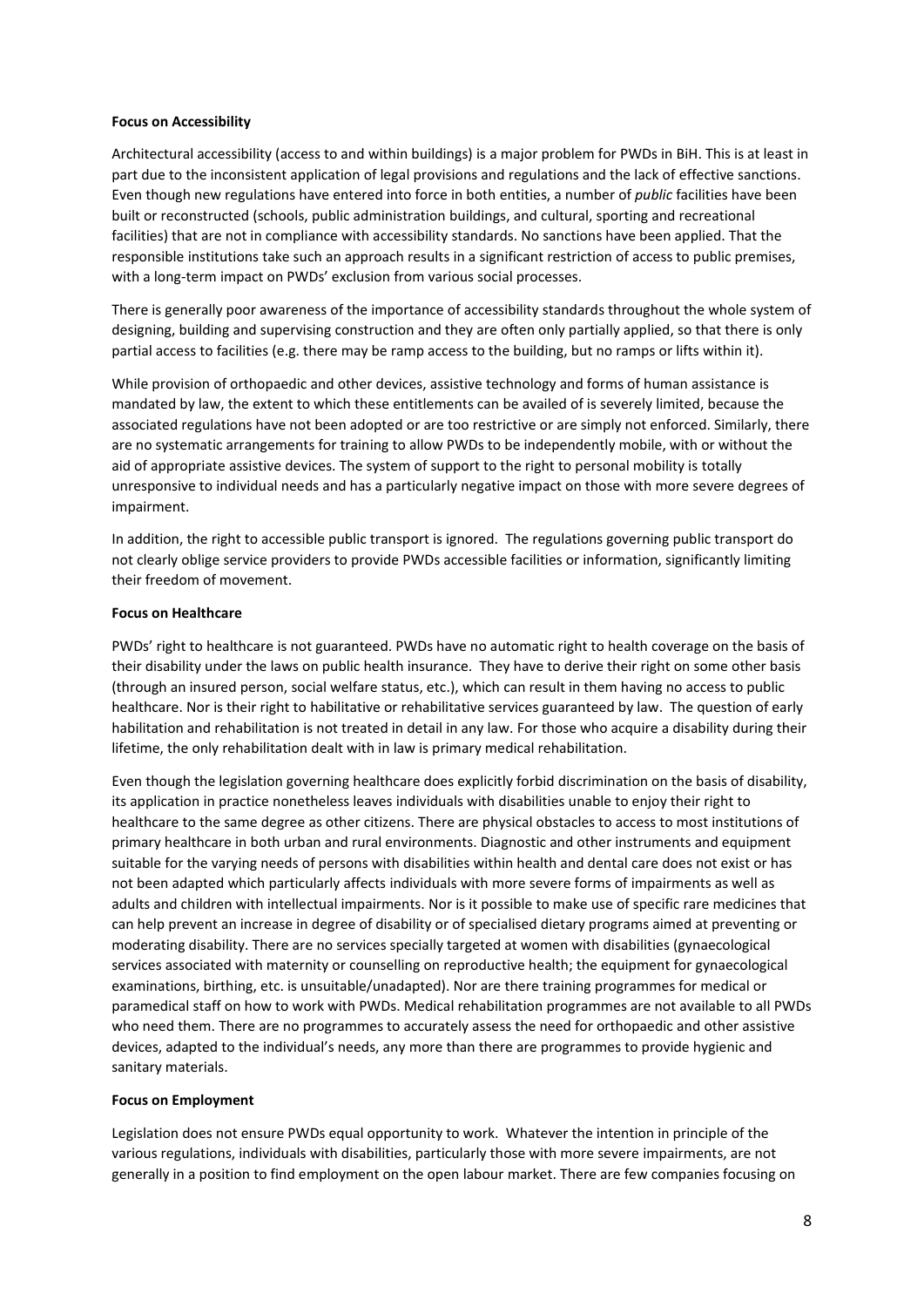**Focus on Accessibility**

Architectural accessibility (access to and within buildings) is a major problem for PWDs in BiH. This is at least in part due to the inconsistent application of legal provisions and regulations and the lack of effective sanctions. Even though new regulations have entered into force in both entities, a number of *public* facilities have been built or reconstructed (schools, public administration buildings, and cultural, sporting and recreational facilities) that are not in compliance with accessibility standards. No sanctions have been applied. That the responsible institutions take such an approach results in a significant restriction of access to public premises, with a long-term impact on PWDs' exclusion from various social processes.

There is generally poor awareness of the importance of accessibility standards throughout the whole system of designing, building and supervising construction and they are often only partially applied, so that there is only partial access to facilities (e.g. there may be ramp access to the building, but no ramps or lifts within it).

While provision of orthopaedic and other devices, assistive technology and forms of human assistance is mandated by law, the extent to which these entitlements can be availed of is severely limited, because the associated regulations have not been adopted or are too restrictive or are simply not enforced. Similarly, there are no systematic arrangements for training to allow PWDs to be independently mobile, with or without the aid of appropriate assistive devices. The system of support to the right to personal mobility is totally unresponsive to individual needs and has a particularly negative impact on those with more severe degrees of impairment.

In addition, the right to accessible public transport is ignored. The regulations governing public transport do not clearly oblige service providers to provide PWDs accessible facilities or information, significantly limiting their freedom of movement.

**Focus on Healthcare**

PWDs' right to healthcare is not guaranteed. PWDs have no automatic right to health coverage on the basis of their disability under the laws on public health insurance. They have to derive their right on some other basis (through an insured person, social welfare status, etc.), which can result in them having no access to public healthcare. Nor is their right to habilitative or rehabilitative services guaranteed by law. The question of early habilitation and rehabilitation is not treated in detail in any law. For those who acquire a disability during their lifetime, the only rehabilitation dealt with in law is primary medical rehabilitation.

Even though the legislation governing healthcare does explicitly forbid discrimination on the basis of disability, its application in practice nonetheless leaves individuals with disabilities unable to enjoy their right to healthcare to the same degree as other citizens. There are physical obstacles to access to most institutions of primary healthcare in both urban and rural environments. Diagnostic and other instruments and equipment suitable for the varying needs of persons with disabilities within health and dental care does not exist or has not been adapted which particularly affects individuals with more severe forms of impairments as well as adults and children with intellectual impairments. Nor is it possible to make use of specific rare medicines that can help prevent an increase in degree of disability or of specialised dietary programs aimed at preventing or moderating disability. There are no services specially targeted at women with disabilities (gynaecological services associated with maternity or counselling on reproductive health; the equipment for gynaecological examinations, birthing, etc. is unsuitable/unadapted). Nor are there training programmes for medical or paramedical staff on how to work with PWDs. Medical rehabilitation programmes are not available to all PWDs who need them. There are no programmes to accurately assess the need for orthopaedic and other assistive devices, adapted to the individual's needs, any more than there are programmes to provide hygienic and sanitary materials.

**Focus on Employment**

Legislation does not ensure PWDs equal opportunity to work. Whatever the intention in principle of the various regulations, individuals with disabilities, particularly those with more severe impairments, are not generally in a position to find employment on the open labour market. There are few companies focusing on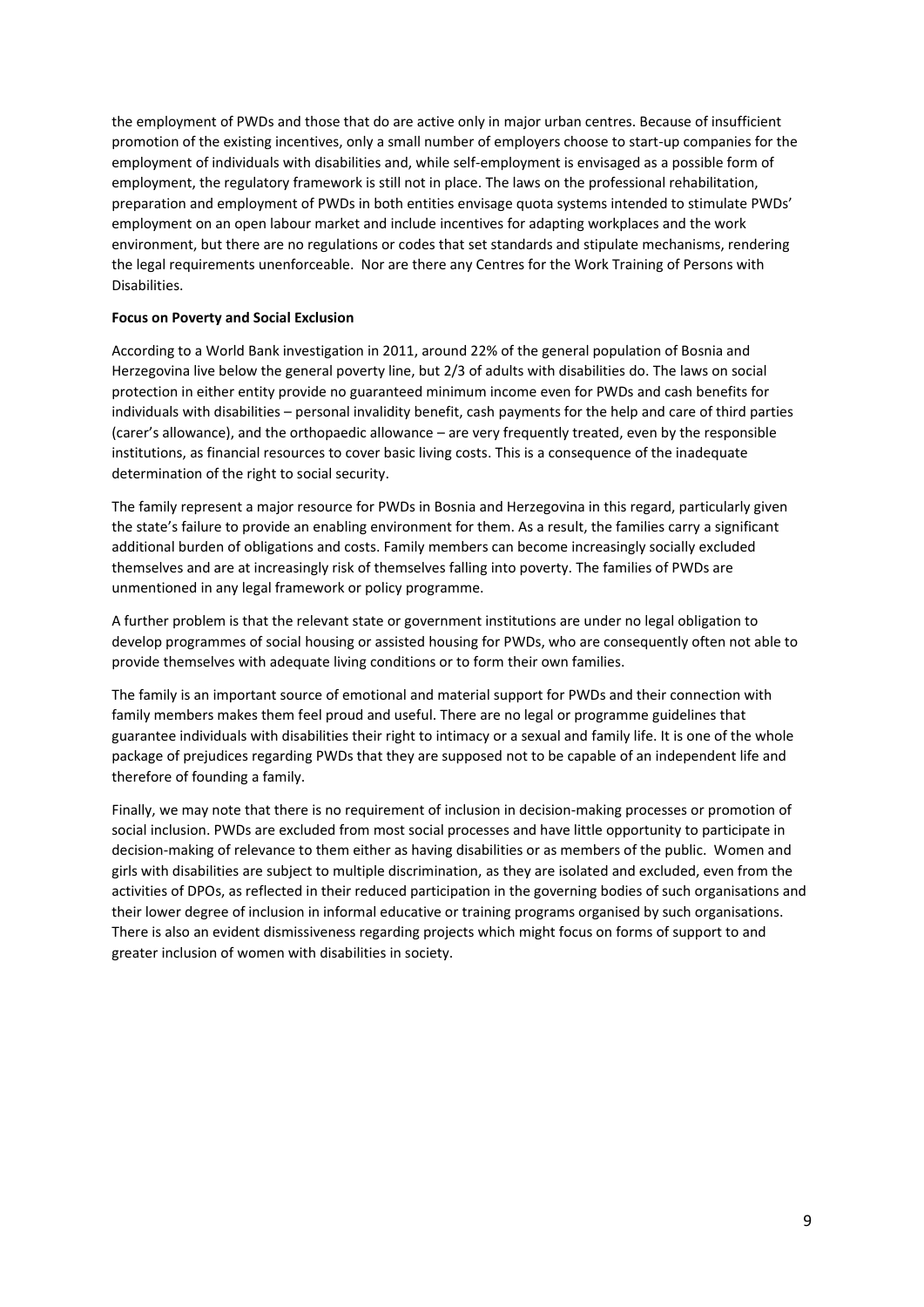the employment of PWDs and those that do are active only in major urban centres. Because of insufficient promotion of the existing incentives, only a small number of employers choose to start-up companies for the employment of individuals with disabilities and, while self-employment is envisaged as a possible form of employment, the regulatory framework is still not in place. The laws on the professional rehabilitation, preparation and employment of PWDs in both entities envisage quota systems intended to stimulate PWDs' employment on an open labour market and include incentives for adapting workplaces and the work environment, but there are no regulations or codes that set standards and stipulate mechanisms, rendering the legal requirements unenforceable. Nor are there any Centres for the Work Training of Persons with Disabilities.

**Focus on Poverty and Social Exclusion**

According to a World Bank investigation in 2011, around 22% of the general population of Bosnia and Herzegovina live below the general poverty line, but 2/3 of adults with disabilities do. The laws on social protection in either entity provide no guaranteed minimum income even for PWDs and cash benefits for individuals with disabilities – personal invalidity benefit, cash payments for the help and care of third parties (carer's allowance), and the orthopaedic allowance – are very frequently treated, even by the responsible institutions, as financial resources to cover basic living costs. This is a consequence of the inadequate determination of the right to social security.

The family represent a major resource for PWDs in Bosnia and Herzegovina in this regard, particularly given the state's failure to provide an enabling environment for them. As a result, the families carry a significant additional burden of obligations and costs. Family members can become increasingly socially excluded themselves and are at increasingly risk of themselves falling into poverty. The families of PWDs are unmentioned in any legal framework or policy programme.

A further problem is that the relevant state or government institutions are under no legal obligation to develop programmes of social housing or assisted housing for PWDs, who are consequently often not able to provide themselves with adequate living conditions or to form their own families.

The family is an important source of emotional and material support for PWDs and their connection with family members makes them feel proud and useful. There are no legal or programme guidelines that guarantee individuals with disabilities their right to intimacy or a sexual and family life. It is one of the whole package of prejudices regarding PWDs that they are supposed not to be capable of an independent life and therefore of founding a family.

Finally, we may note that there is no requirement of inclusion in decision-making processes or promotion of social inclusion. PWDs are excluded from most social processes and have little opportunity to participate in decision-making of relevance to them either as having disabilities or as members of the public. Women and girls with disabilities are subject to multiple discrimination, as they are isolated and excluded, even from the activities of DPOs, as reflected in their reduced participation in the governing bodies of such organisations and their lower degree of inclusion in informal educative or training programs organised by such organisations. There is also an evident dismissiveness regarding projects which might focus on forms of support to and greater inclusion of women with disabilities in society.